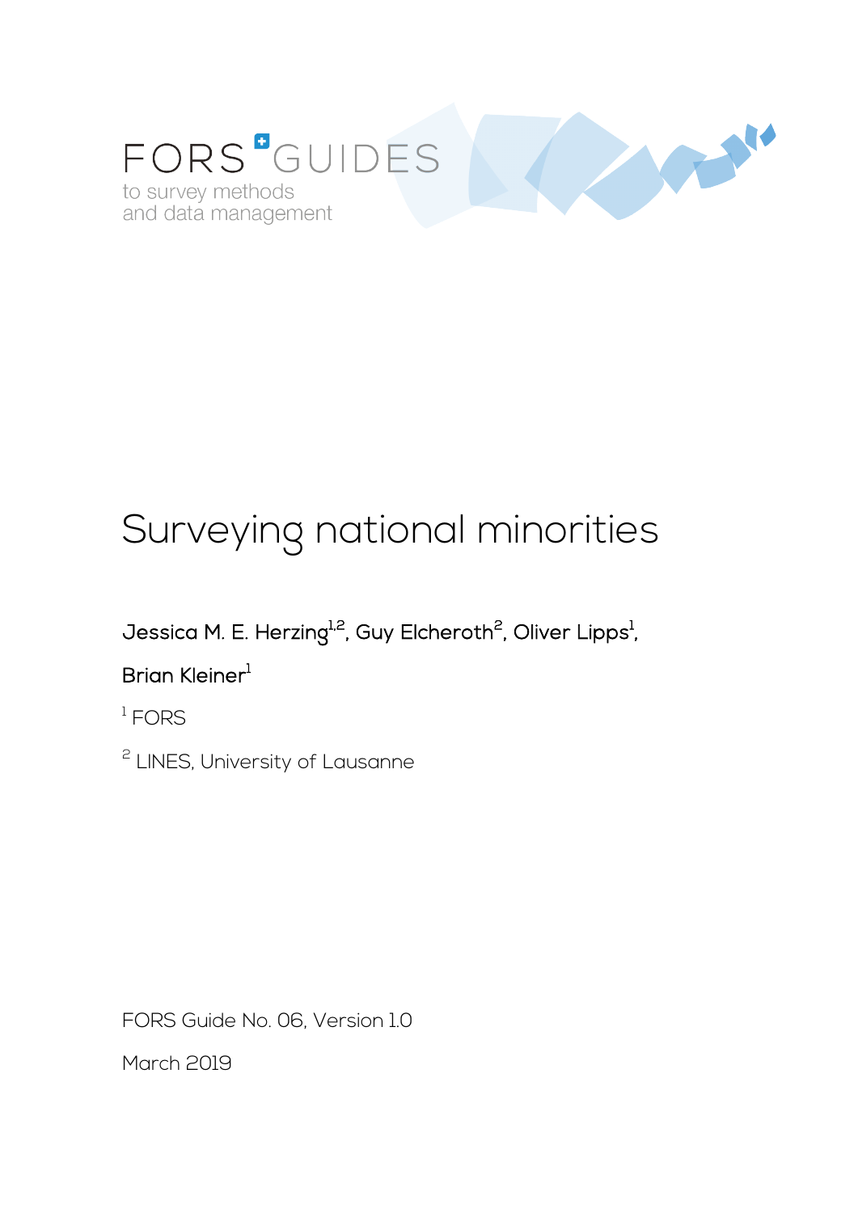FORS GUIDES

to survey methods
and data management

# Surveying national minorities

**Jessica M. E. Herzing[1,2], Guy Elcheroth[2], Oliver Lipps[1], Brian Kleiner[1]**

[1] FORS

[2] LINES, University of Lausanne

FORS Guide No. 06, Version 1.0

March 2019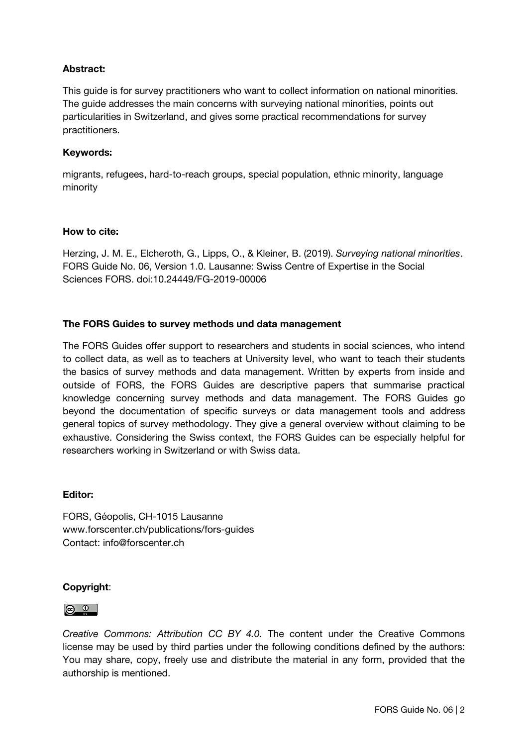**Abstract:**

This guide is for survey practitioners who want to collect information on national minorities. The guide addresses the main concerns with surveying national minorities, points out particularities in Switzerland, and gives some practical recommendations for survey practitioners.

**Keywords:**

migrants, refugees, hard-to-reach groups, special population, ethnic minority, language minority

**How to cite:**

Herzing, J. M. E., Elcheroth, G., Lipps, O., & Kleiner, B. (2019). *Surveying national minorities*. FORS Guide No. 06, Version 1.0. Lausanne: Swiss Centre of Expertise in the Social Sciences FORS. doi:10.24449/FG-2019-00006

**The FORS Guides to survey methods und data management**

The FORS Guides offer support to researchers and students in social sciences, who intend to collect data, as well as to teachers at University level, who want to teach their students the basics of survey methods and data management. Written by experts from inside and outside of FORS, the FORS Guides are descriptive papers that summarise practical knowledge concerning survey methods and data management. The FORS Guides go beyond the documentation of specific surveys or data management tools and address general topics of survey methodology. They give a general overview without claiming to be exhaustive. Considering the Swiss context, the FORS Guides can be especially helpful for researchers working in Switzerland or with Swiss data.

**Editor:**

FORS, Géopolis, CH-1015 Lausanne
www.forscenter.ch/publications/fors-guides
Contact: info@forscenter.ch

**Copyright**:

*Creative Commons: Attribution CC BY 4.0.* The content under the Creative Commons license may be used by third parties under the following conditions defined by the authors: You may share, copy, freely use and distribute the material in any form, provided that the authorship is mentioned.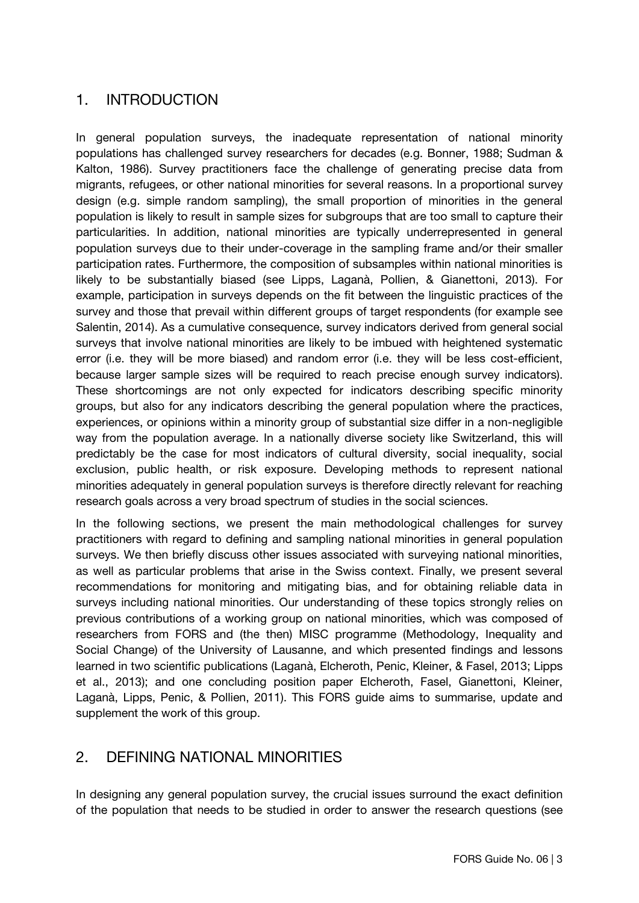## 1. INTRODUCTION

In general population surveys, the inadequate representation of national minority populations has challenged survey researchers for decades (e.g. Bonner, 1988; Sudman & Kalton, 1986). Survey practitioners face the challenge of generating precise data from migrants, refugees, or other national minorities for several reasons. In a proportional survey design (e.g. simple random sampling), the small proportion of minorities in the general population is likely to result in sample sizes for subgroups that are too small to capture their particularities. In addition, national minorities are typically underrepresented in general population surveys due to their under-coverage in the sampling frame and/or their smaller participation rates. Furthermore, the composition of subsamples within national minorities is likely to be substantially biased (see Lipps, Laganà, Pollien, & Gianettoni, 2013). For example, participation in surveys depends on the fit between the linguistic practices of the survey and those that prevail within different groups of target respondents (for example see Salentin, 2014). As a cumulative consequence, survey indicators derived from general social surveys that involve national minorities are likely to be imbued with heightened systematic error (i.e. they will be more biased) and random error (i.e. they will be less cost-efficient, because larger sample sizes will be required to reach precise enough survey indicators). These shortcomings are not only expected for indicators describing specific minority groups, but also for any indicators describing the general population where the practices, experiences, or opinions within a minority group of substantial size differ in a non-negligible way from the population average. In a nationally diverse society like Switzerland, this will predictably be the case for most indicators of cultural diversity, social inequality, social exclusion, public health, or risk exposure. Developing methods to represent national minorities adequately in general population surveys is therefore directly relevant for reaching research goals across a very broad spectrum of studies in the social sciences.

In the following sections, we present the main methodological challenges for survey practitioners with regard to defining and sampling national minorities in general population surveys. We then briefly discuss other issues associated with surveying national minorities, as well as particular problems that arise in the Swiss context. Finally, we present several recommendations for monitoring and mitigating bias, and for obtaining reliable data in surveys including national minorities. Our understanding of these topics strongly relies on previous contributions of a working group on national minorities, which was composed of researchers from FORS and (the then) MISC programme (Methodology, Inequality and Social Change) of the University of Lausanne, and which presented findings and lessons learned in two scientific publications (Laganà, Elcheroth, Penic, Kleiner, & Fasel, 2013; Lipps et al., 2013); and one concluding position paper Elcheroth, Fasel, Gianettoni, Kleiner, Laganà, Lipps, Penic, & Pollien, 2011). This FORS guide aims to summarise, update and supplement the work of this group.

## 2. DEFINING NATIONAL MINORITIES

In designing any general population survey, the crucial issues surround the exact definition of the population that needs to be studied in order to answer the research questions (see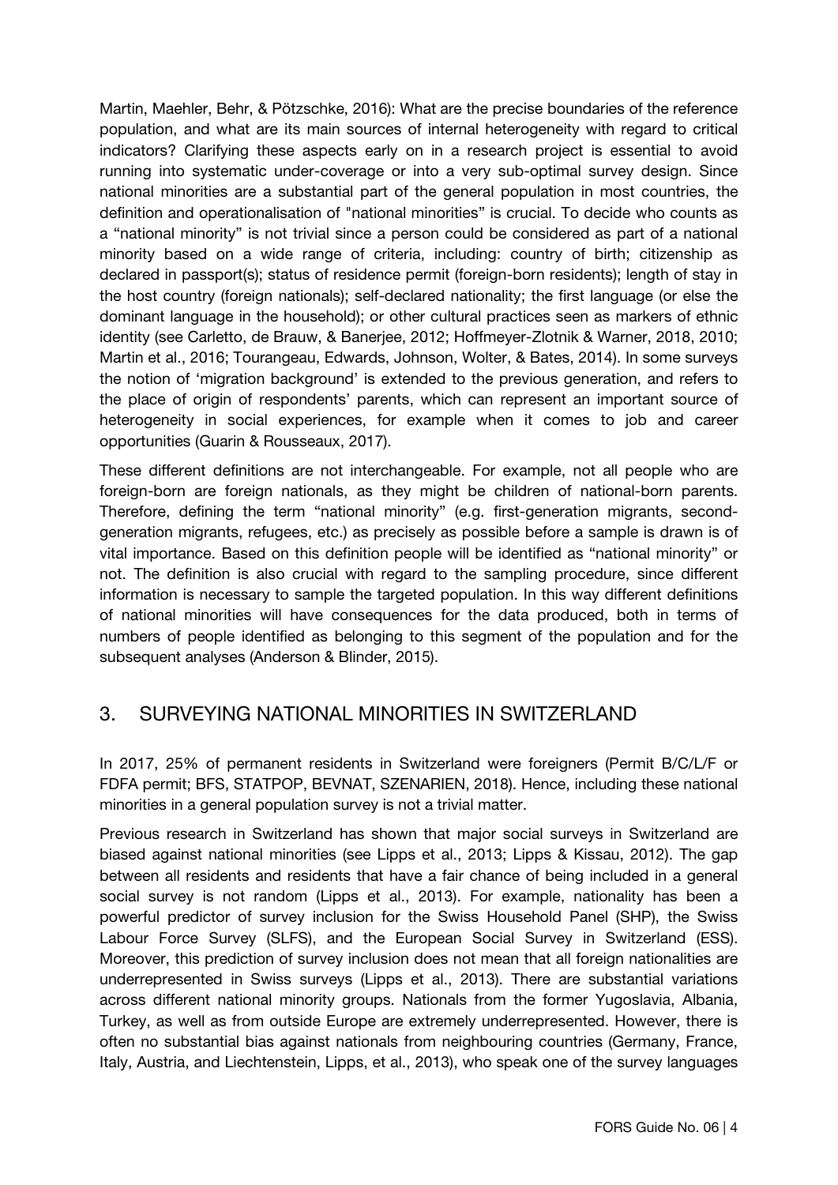Martin, Maehler, Behr, & Pötzschke, 2016): What are the precise boundaries of the reference population, and what are its main sources of internal heterogeneity with regard to critical indicators? Clarifying these aspects early on in a research project is essential to avoid running into systematic under-coverage or into a very sub-optimal survey design. Since national minorities are a substantial part of the general population in most countries, the definition and operationalisation of "national minorities" is crucial. To decide who counts as a "national minority" is not trivial since a person could be considered as part of a national minority based on a wide range of criteria, including: country of birth; citizenship as declared in passport(s); status of residence permit (foreign-born residents); length of stay in the host country (foreign nationals); self-declared nationality; the first language (or else the dominant language in the household); or other cultural practices seen as markers of ethnic identity (see Carletto, de Brauw, & Banerjee, 2012; Hoffmeyer-Zlotnik & Warner, 2018, 2010; Martin et al., 2016; Tourangeau, Edwards, Johnson, Wolter, & Bates, 2014). In some surveys the notion of 'migration background' is extended to the previous generation, and refers to the place of origin of respondents' parents, which can represent an important source of heterogeneity in social experiences, for example when it comes to job and career opportunities (Guarin & Rousseaux, 2017).

These different definitions are not interchangeable. For example, not all people who are foreign-born are foreign nationals, as they might be children of national-born parents. Therefore, defining the term "national minority" (e.g. first-generation migrants, second-generation migrants, refugees, etc.) as precisely as possible before a sample is drawn is of vital importance. Based on this definition people will be identified as "national minority" or not. The definition is also crucial with regard to the sampling procedure, since different information is necessary to sample the targeted population. In this way different definitions of national minorities will have consequences for the data produced, both in terms of numbers of people identified as belonging to this segment of the population and for the subsequent analyses (Anderson & Blinder, 2015).

## 3. SURVEYING NATIONAL MINORITIES IN SWITZERLAND

In 2017, 25% of permanent residents in Switzerland were foreigners (Permit B/C/L/F or FDFA permit; BFS, STATPOP, BEVNAT, SZENARIEN, 2018). Hence, including these national minorities in a general population survey is not a trivial matter.

Previous research in Switzerland has shown that major social surveys in Switzerland are biased against national minorities (see Lipps et al., 2013; Lipps & Kissau, 2012). The gap between all residents and residents that have a fair chance of being included in a general social survey is not random (Lipps et al., 2013). For example, nationality has been a powerful predictor of survey inclusion for the Swiss Household Panel (SHP), the Swiss Labour Force Survey (SLFS), and the European Social Survey in Switzerland (ESS). Moreover, this prediction of survey inclusion does not mean that all foreign nationalities are underrepresented in Swiss surveys (Lipps et al., 2013). There are substantial variations across different national minority groups. Nationals from the former Yugoslavia, Albania, Turkey, as well as from outside Europe are extremely underrepresented. However, there is often no substantial bias against nationals from neighbouring countries (Germany, France, Italy, Austria, and Liechtenstein, Lipps, et al., 2013), who speak one of the survey languages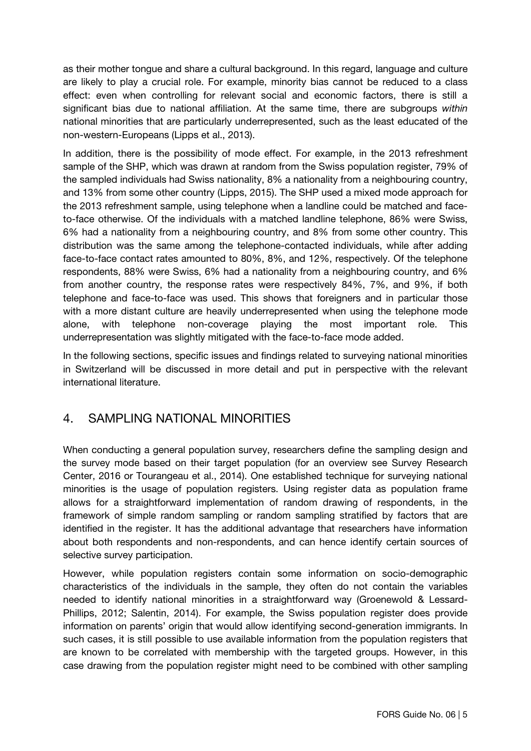as their mother tongue and share a cultural background. In this regard, language and culture are likely to play a crucial role. For example, minority bias cannot be reduced to a class effect: even when controlling for relevant social and economic factors, there is still a significant bias due to national affiliation. At the same time, there are subgroups *within* national minorities that are particularly underrepresented, such as the least educated of the non-western-Europeans (Lipps et al., 2013).

In addition, there is the possibility of mode effect. For example, in the 2013 refreshment sample of the SHP, which was drawn at random from the Swiss population register, 79% of the sampled individuals had Swiss nationality, 8% a nationality from a neighbouring country, and 13% from some other country (Lipps, 2015). The SHP used a mixed mode approach for the 2013 refreshment sample, using telephone when a landline could be matched and face-to-face otherwise. Of the individuals with a matched landline telephone, 86% were Swiss, 6% had a nationality from a neighbouring country, and 8% from some other country. This distribution was the same among the telephone-contacted individuals, while after adding face-to-face contact rates amounted to 80%, 8%, and 12%, respectively. Of the telephone respondents, 88% were Swiss, 6% had a nationality from a neighbouring country, and 6% from another country, the response rates were respectively 84%, 7%, and 9%, if both telephone and face-to-face was used. This shows that foreigners and in particular those with a more distant culture are heavily underrepresented when using the telephone mode alone, with telephone non-coverage playing the most important role. This underrepresentation was slightly mitigated with the face-to-face mode added.

In the following sections, specific issues and findings related to surveying national minorities in Switzerland will be discussed in more detail and put in perspective with the relevant international literature.

## 4. SAMPLING NATIONAL MINORITIES

When conducting a general population survey, researchers define the sampling design and the survey mode based on their target population (for an overview see Survey Research Center, 2016 or Tourangeau et al., 2014). One established technique for surveying national minorities is the usage of population registers. Using register data as population frame allows for a straightforward implementation of random drawing of respondents, in the framework of simple random sampling or random sampling stratified by factors that are identified in the register. It has the additional advantage that researchers have information about both respondents and non-respondents, and can hence identify certain sources of selective survey participation.

However, while population registers contain some information on socio-demographic characteristics of the individuals in the sample, they often do not contain the variables needed to identify national minorities in a straightforward way (Groenewold & Lessard-Phillips, 2012; Salentin, 2014). For example, the Swiss population register does provide information on parents' origin that would allow identifying second-generation immigrants. In such cases, it is still possible to use available information from the population registers that are known to be correlated with membership with the targeted groups. However, in this case drawing from the population register might need to be combined with other sampling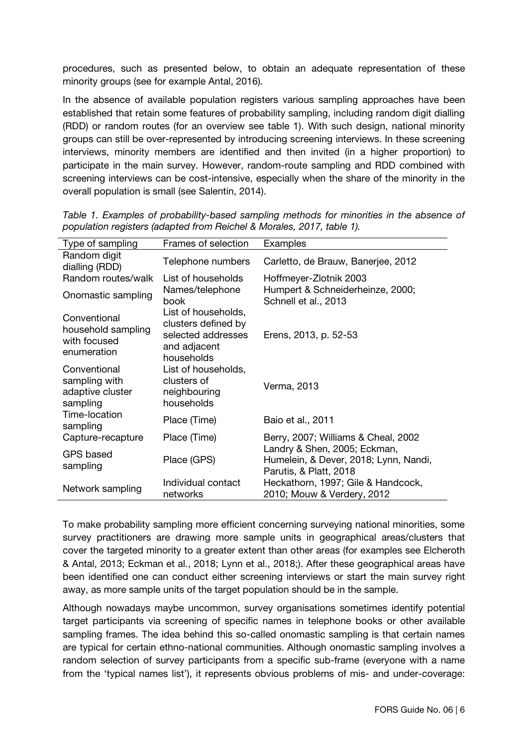procedures, such as presented below, to obtain an adequate representation of these minority groups (see for example Antal, 2016).

In the absence of available population registers various sampling approaches have been established that retain some features of probability sampling, including random digit dialling (RDD) or random routes (for an overview see table 1). With such design, national minority groups can still be over-represented by introducing screening interviews. In these screening interviews, minority members are identified and then invited (in a higher proportion) to participate in the main survey. However, random-route sampling and RDD combined with screening interviews can be cost-intensive, especially when the share of the minority in the overall population is small (see Salentin, 2014).

*Table 1. Examples of probability-based sampling methods for minorities in the absence of population registers (adapted from Reichel & Morales, 2017, table 1).*

| Type of sampling | Frames of selection | Examples |
|---|---|---|
| Random digit dialling (RDD) | Telephone numbers | Carletto, de Brauw, Banerjee, 2012 |
| Random routes/walk | List of households | Hoffmeyer-Zlotnik 2003 |
| Onomastic sampling | Names/telephone book | Humpert & Schneiderheinze, 2000; Schnell et al., 2013 |
| Conventional household sampling with focused enumeration | List of households, clusters defined by selected addresses and adjacent households | Erens, 2013, p. 52-53 |
| Conventional sampling with adaptive cluster sampling | List of households, clusters of neighbouring households | Verma, 2013 |
| Time-location sampling | Place (Time) | Baio et al., 2011 |
| Capture-recapture | Place (Time) | Berry, 2007; Williams & Cheal, 2002 |
| GPS based sampling | Place (GPS) | Landry & Shen, 2005; Eckman, Humelein, & Dever, 2018; Lynn, Nandi, Parutis, & Platt, 2018 |
| Network sampling | Individual contact networks | Heckathorn, 1997; Gile & Handcock, 2010; Mouw & Verdery, 2012 |

To make probability sampling more efficient concerning surveying national minorities, some survey practitioners are drawing more sample units in geographical areas/clusters that cover the targeted minority to a greater extent than other areas (for examples see Elcheroth & Antal, 2013; Eckman et al., 2018; Lynn et al., 2018;). After these geographical areas have been identified one can conduct either screening interviews or start the main survey right away, as more sample units of the target population should be in the sample.

Although nowadays maybe uncommon, survey organisations sometimes identify potential target participants via screening of specific names in telephone books or other available sampling frames. The idea behind this so-called onomastic sampling is that certain names are typical for certain ethno-national communities. Although onomastic sampling involves a random selection of survey participants from a specific sub-frame (everyone with a name from the 'typical names list'), it represents obvious problems of mis- and under-coverage: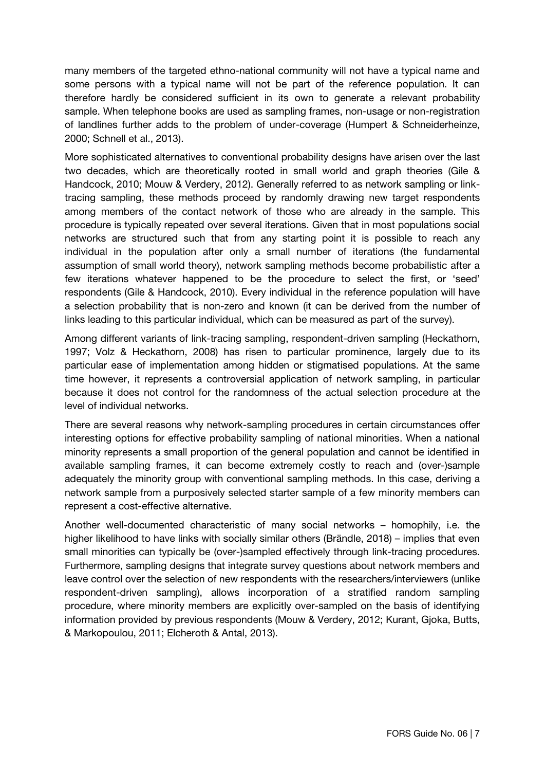many members of the targeted ethno-national community will not have a typical name and some persons with a typical name will not be part of the reference population. It can therefore hardly be considered sufficient in its own to generate a relevant probability sample. When telephone books are used as sampling frames, non-usage or non-registration of landlines further adds to the problem of under-coverage (Humpert & Schneiderheinze, 2000; Schnell et al., 2013).

More sophisticated alternatives to conventional probability designs have arisen over the last two decades, which are theoretically rooted in small world and graph theories (Gile & Handcock, 2010; Mouw & Verdery, 2012). Generally referred to as network sampling or link-tracing sampling, these methods proceed by randomly drawing new target respondents among members of the contact network of those who are already in the sample. This procedure is typically repeated over several iterations. Given that in most populations social networks are structured such that from any starting point it is possible to reach any individual in the population after only a small number of iterations (the fundamental assumption of small world theory), network sampling methods become probabilistic after a few iterations whatever happened to be the procedure to select the first, or 'seed' respondents (Gile & Handcock, 2010). Every individual in the reference population will have a selection probability that is non-zero and known (it can be derived from the number of links leading to this particular individual, which can be measured as part of the survey).

Among different variants of link-tracing sampling, respondent-driven sampling (Heckathorn, 1997; Volz & Heckathorn, 2008) has risen to particular prominence, largely due to its particular ease of implementation among hidden or stigmatised populations. At the same time however, it represents a controversial application of network sampling, in particular because it does not control for the randomness of the actual selection procedure at the level of individual networks.

There are several reasons why network-sampling procedures in certain circumstances offer interesting options for effective probability sampling of national minorities. When a national minority represents a small proportion of the general population and cannot be identified in available sampling frames, it can become extremely costly to reach and (over-)sample adequately the minority group with conventional sampling methods. In this case, deriving a network sample from a purposively selected starter sample of a few minority members can represent a cost-effective alternative.

Another well-documented characteristic of many social networks – homophily, i.e. the higher likelihood to have links with socially similar others (Brändle, 2018) – implies that even small minorities can typically be (over-)sampled effectively through link-tracing procedures. Furthermore, sampling designs that integrate survey questions about network members and leave control over the selection of new respondents with the researchers/interviewers (unlike respondent-driven sampling), allows incorporation of a stratified random sampling procedure, where minority members are explicitly over-sampled on the basis of identifying information provided by previous respondents (Mouw & Verdery, 2012; Kurant, Gjoka, Butts, & Markopoulou, 2011; Elcheroth & Antal, 2013).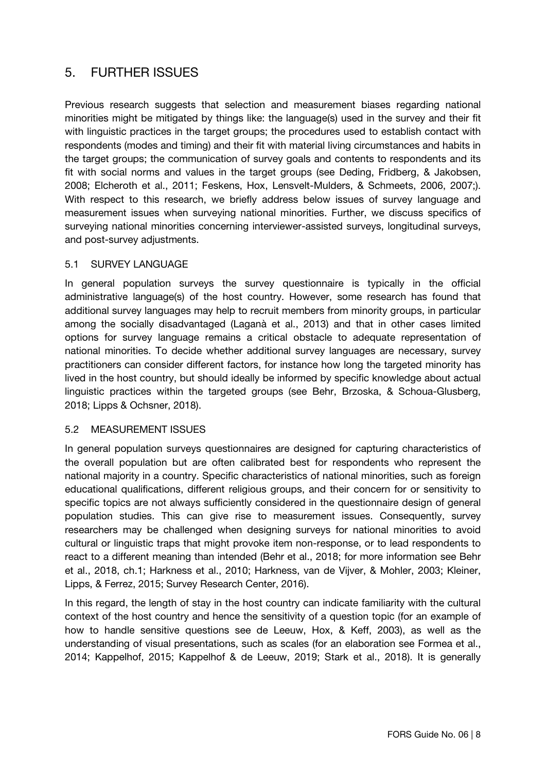## 5. FURTHER ISSUES

Previous research suggests that selection and measurement biases regarding national minorities might be mitigated by things like: the language(s) used in the survey and their fit with linguistic practices in the target groups; the procedures used to establish contact with respondents (modes and timing) and their fit with material living circumstances and habits in the target groups; the communication of survey goals and contents to respondents and its fit with social norms and values in the target groups (see Deding, Fridberg, & Jakobsen, 2008; Elcheroth et al., 2011; Feskens, Hox, Lensvelt-Mulders, & Schmeets, 2006, 2007;). With respect to this research, we briefly address below issues of survey language and measurement issues when surveying national minorities. Further, we discuss specifics of surveying national minorities concerning interviewer-assisted surveys, longitudinal surveys, and post-survey adjustments.

### 5.1 SURVEY LANGUAGE

In general population surveys the survey questionnaire is typically in the official administrative language(s) of the host country. However, some research has found that additional survey languages may help to recruit members from minority groups, in particular among the socially disadvantaged (Laganà et al., 2013) and that in other cases limited options for survey language remains a critical obstacle to adequate representation of national minorities. To decide whether additional survey languages are necessary, survey practitioners can consider different factors, for instance how long the targeted minority has lived in the host country, but should ideally be informed by specific knowledge about actual linguistic practices within the targeted groups (see Behr, Brzoska, & Schoua-Glusberg, 2018; Lipps & Ochsner, 2018).

### 5.2 MEASUREMENT ISSUES

In general population surveys questionnaires are designed for capturing characteristics of the overall population but are often calibrated best for respondents who represent the national majority in a country. Specific characteristics of national minorities, such as foreign educational qualifications, different religious groups, and their concern for or sensitivity to specific topics are not always sufficiently considered in the questionnaire design of general population studies. This can give rise to measurement issues. Consequently, survey researchers may be challenged when designing surveys for national minorities to avoid cultural or linguistic traps that might provoke item non-response, or to lead respondents to react to a different meaning than intended (Behr et al., 2018; for more information see Behr et al., 2018, ch.1; Harkness et al., 2010; Harkness, van de Vijver, & Mohler, 2003; Kleiner, Lipps, & Ferrez, 2015; Survey Research Center, 2016).

In this regard, the length of stay in the host country can indicate familiarity with the cultural context of the host country and hence the sensitivity of a question topic (for an example of how to handle sensitive questions see de Leeuw, Hox, & Keff, 2003), as well as the understanding of visual presentations, such as scales (for an elaboration see Formea et al., 2014; Kappelhof, 2015; Kappelhof & de Leeuw, 2019; Stark et al., 2018). It is generally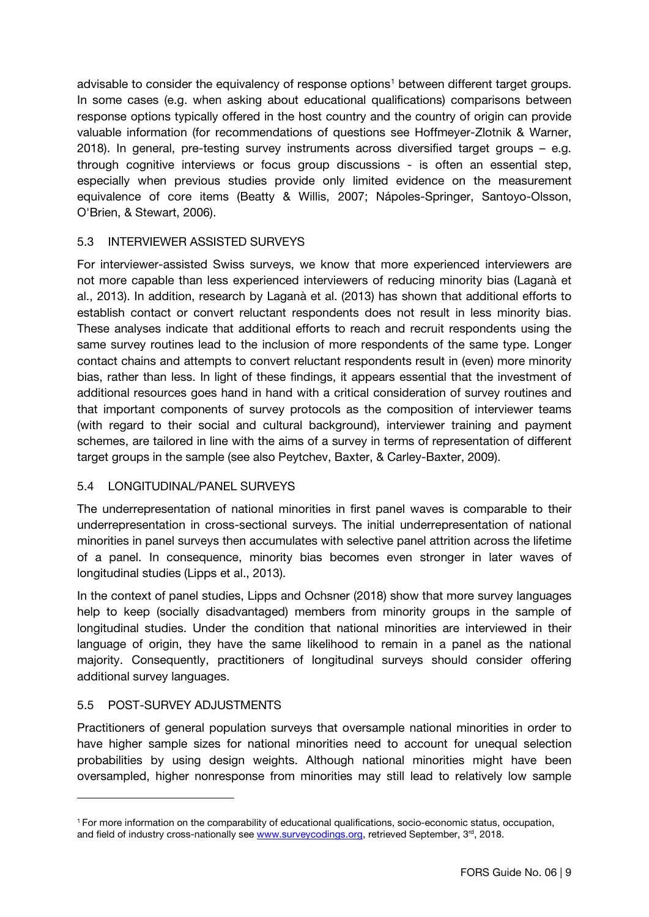advisable to consider the equivalency of response options[1] between different target groups. In some cases (e.g. when asking about educational qualifications) comparisons between response options typically offered in the host country and the country of origin can provide valuable information (for recommendations of questions see Hoffmeyer-Zlotnik & Warner, 2018). In general, pre-testing survey instruments across diversified target groups – e.g. through cognitive interviews or focus group discussions - is often an essential step, especially when previous studies provide only limited evidence on the measurement equivalence of core items (Beatty & Willis, 2007; Nápoles-Springer, Santoyo-Olsson, O'Brien, & Stewart, 2006).

## 5.3 INTERVIEWER ASSISTED SURVEYS

For interviewer-assisted Swiss surveys, we know that more experienced interviewers are not more capable than less experienced interviewers of reducing minority bias (Laganà et al., 2013). In addition, research by Laganà et al. (2013) has shown that additional efforts to establish contact or convert reluctant respondents does not result in less minority bias. These analyses indicate that additional efforts to reach and recruit respondents using the same survey routines lead to the inclusion of more respondents of the same type. Longer contact chains and attempts to convert reluctant respondents result in (even) more minority bias, rather than less. In light of these findings, it appears essential that the investment of additional resources goes hand in hand with a critical consideration of survey routines and that important components of survey protocols as the composition of interviewer teams (with regard to their social and cultural background), interviewer training and payment schemes, are tailored in line with the aims of a survey in terms of representation of different target groups in the sample (see also Peytchev, Baxter, & Carley-Baxter, 2009).

## 5.4 LONGITUDINAL/PANEL SURVEYS

The underrepresentation of national minorities in first panel waves is comparable to their underrepresentation in cross-sectional surveys. The initial underrepresentation of national minorities in panel surveys then accumulates with selective panel attrition across the lifetime of a panel. In consequence, minority bias becomes even stronger in later waves of longitudinal studies (Lipps et al., 2013).

In the context of panel studies, Lipps and Ochsner (2018) show that more survey languages help to keep (socially disadvantaged) members from minority groups in the sample of longitudinal studies. Under the condition that national minorities are interviewed in their language of origin, they have the same likelihood to remain in a panel as the national majority. Consequently, practitioners of longitudinal surveys should consider offering additional survey languages.

## 5.5 POST-SURVEY ADJUSTMENTS

Practitioners of general population surveys that oversample national minorities in order to have higher sample sizes for national minorities need to account for unequal selection probabilities by using design weights. Although national minorities might have been oversampled, higher nonresponse from minorities may still lead to relatively low sample

---

[1] For more information on the comparability of educational qualifications, socio-economic status, occupation, and field of industry cross-nationally see www.surveycodings.org, retrieved September, 3rd, 2018.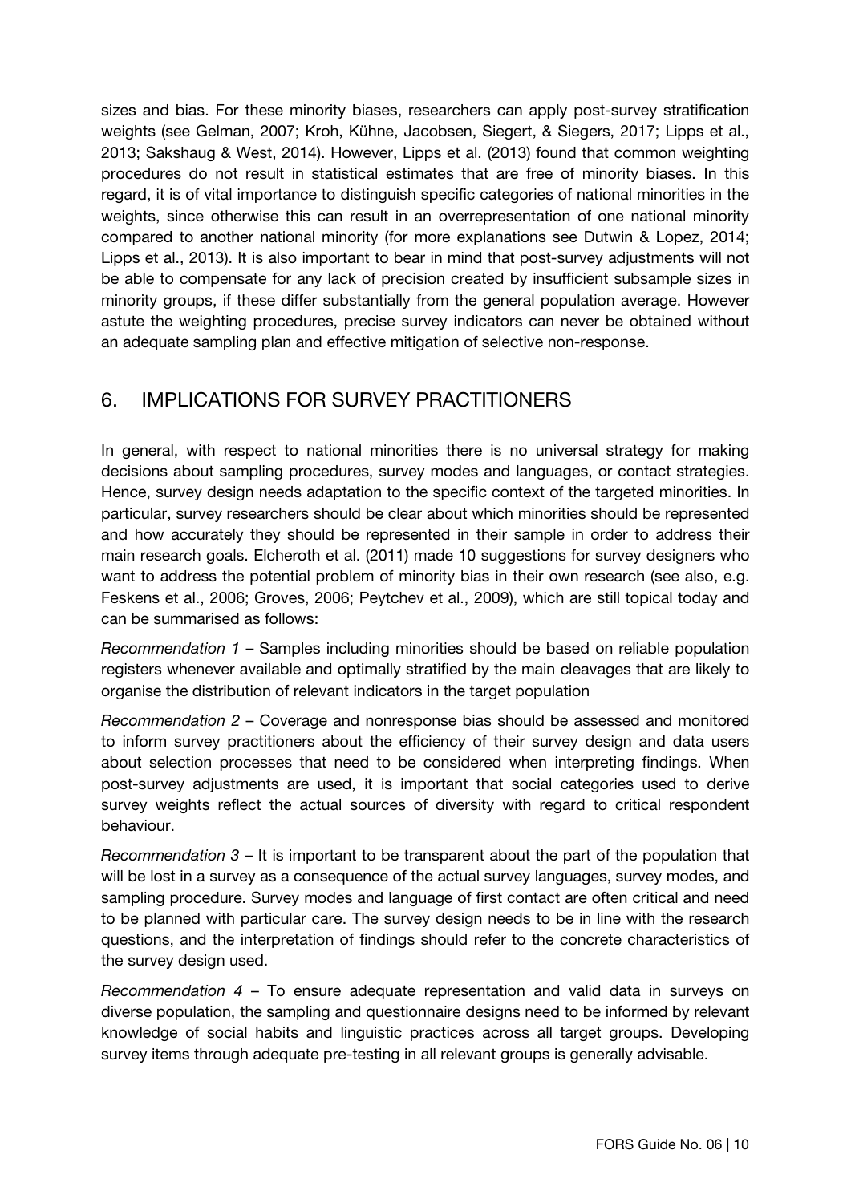sizes and bias. For these minority biases, researchers can apply post-survey stratification weights (see Gelman, 2007; Kroh, Kühne, Jacobsen, Siegert, & Siegers, 2017; Lipps et al., 2013; Sakshaug & West, 2014). However, Lipps et al. (2013) found that common weighting procedures do not result in statistical estimates that are free of minority biases. In this regard, it is of vital importance to distinguish specific categories of national minorities in the weights, since otherwise this can result in an overrepresentation of one national minority compared to another national minority (for more explanations see Dutwin & Lopez, 2014; Lipps et al., 2013). It is also important to bear in mind that post-survey adjustments will not be able to compensate for any lack of precision created by insufficient subsample sizes in minority groups, if these differ substantially from the general population average. However astute the weighting procedures, precise survey indicators can never be obtained without an adequate sampling plan and effective mitigation of selective non-response.

## 6. IMPLICATIONS FOR SURVEY PRACTITIONERS

In general, with respect to national minorities there is no universal strategy for making decisions about sampling procedures, survey modes and languages, or contact strategies. Hence, survey design needs adaptation to the specific context of the targeted minorities. In particular, survey researchers should be clear about which minorities should be represented and how accurately they should be represented in their sample in order to address their main research goals. Elcheroth et al. (2011) made 10 suggestions for survey designers who want to address the potential problem of minority bias in their own research (see also, e.g. Feskens et al., 2006; Groves, 2006; Peytchev et al., 2009), which are still topical today and can be summarised as follows:

*Recommendation 1* – Samples including minorities should be based on reliable population registers whenever available and optimally stratified by the main cleavages that are likely to organise the distribution of relevant indicators in the target population

*Recommendation 2* – Coverage and nonresponse bias should be assessed and monitored to inform survey practitioners about the efficiency of their survey design and data users about selection processes that need to be considered when interpreting findings. When post-survey adjustments are used, it is important that social categories used to derive survey weights reflect the actual sources of diversity with regard to critical respondent behaviour.

*Recommendation 3* – It is important to be transparent about the part of the population that will be lost in a survey as a consequence of the actual survey languages, survey modes, and sampling procedure. Survey modes and language of first contact are often critical and need to be planned with particular care. The survey design needs to be in line with the research questions, and the interpretation of findings should refer to the concrete characteristics of the survey design used.

*Recommendation 4* – To ensure adequate representation and valid data in surveys on diverse population, the sampling and questionnaire designs need to be informed by relevant knowledge of social habits and linguistic practices across all target groups. Developing survey items through adequate pre-testing in all relevant groups is generally advisable.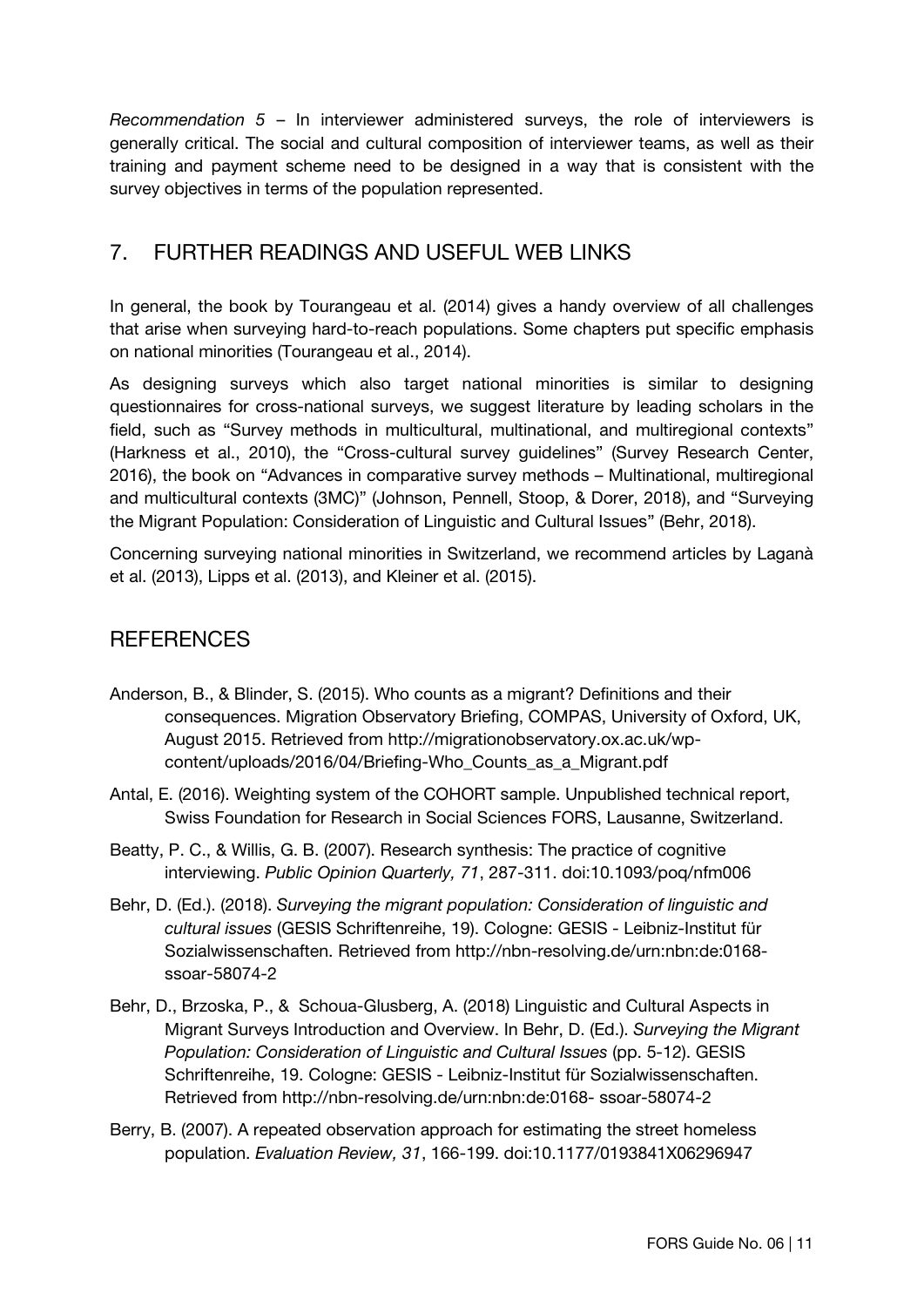*Recommendation 5* – In interviewer administered surveys, the role of interviewers is generally critical. The social and cultural composition of interviewer teams, as well as their training and payment scheme need to be designed in a way that is consistent with the survey objectives in terms of the population represented.

## 7. FURTHER READINGS AND USEFUL WEB LINKS

In general, the book by Tourangeau et al. (2014) gives a handy overview of all challenges that arise when surveying hard-to-reach populations. Some chapters put specific emphasis on national minorities (Tourangeau et al., 2014).

As designing surveys which also target national minorities is similar to designing questionnaires for cross-national surveys, we suggest literature by leading scholars in the field, such as "Survey methods in multicultural, multinational, and multiregional contexts" (Harkness et al., 2010), the "Cross-cultural survey guidelines" (Survey Research Center, 2016), the book on "Advances in comparative survey methods – Multinational, multiregional and multicultural contexts (3MC)" (Johnson, Pennell, Stoop, & Dorer, 2018), and "Surveying the Migrant Population: Consideration of Linguistic and Cultural Issues" (Behr, 2018).

Concerning surveying national minorities in Switzerland, we recommend articles by Laganà et al. (2013), Lipps et al. (2013), and Kleiner et al. (2015).

## REFERENCES

Anderson, B., & Blinder, S. (2015). Who counts as a migrant? Definitions and their consequences. Migration Observatory Briefing, COMPAS, University of Oxford, UK, August 2015. Retrieved from http://migrationobservatory.ox.ac.uk/wp-content/uploads/2016/04/Briefing-Who_Counts_as_a_Migrant.pdf

Antal, E. (2016). Weighting system of the COHORT sample. Unpublished technical report, Swiss Foundation for Research in Social Sciences FORS, Lausanne, Switzerland.

Beatty, P. C., & Willis, G. B. (2007). Research synthesis: The practice of cognitive interviewing. *Public Opinion Quarterly, 71*, 287-311. doi:10.1093/poq/nfm006

Behr, D. (Ed.). (2018). *Surveying the migrant population: Consideration of linguistic and cultural issues* (GESIS Schriftenreihe, 19). Cologne: GESIS - Leibniz-Institut für Sozialwissenschaften. Retrieved from http://nbn-resolving.de/urn:nbn:de:0168-ssoar-58074-2

Behr, D., Brzoska, P., & Schoua-Glusberg, A. (2018) Linguistic and Cultural Aspects in Migrant Surveys Introduction and Overview. In Behr, D. (Ed.). *Surveying the Migrant Population: Consideration of Linguistic and Cultural Issues* (pp. 5-12). GESIS Schriftenreihe, 19. Cologne: GESIS - Leibniz-Institut für Sozialwissenschaften. Retrieved from http://nbn-resolving.de/urn:nbn:de:0168- ssoar-58074-2

Berry, B. (2007). A repeated observation approach for estimating the street homeless population. *Evaluation Review, 31*, 166-199. doi:10.1177/0193841X06296947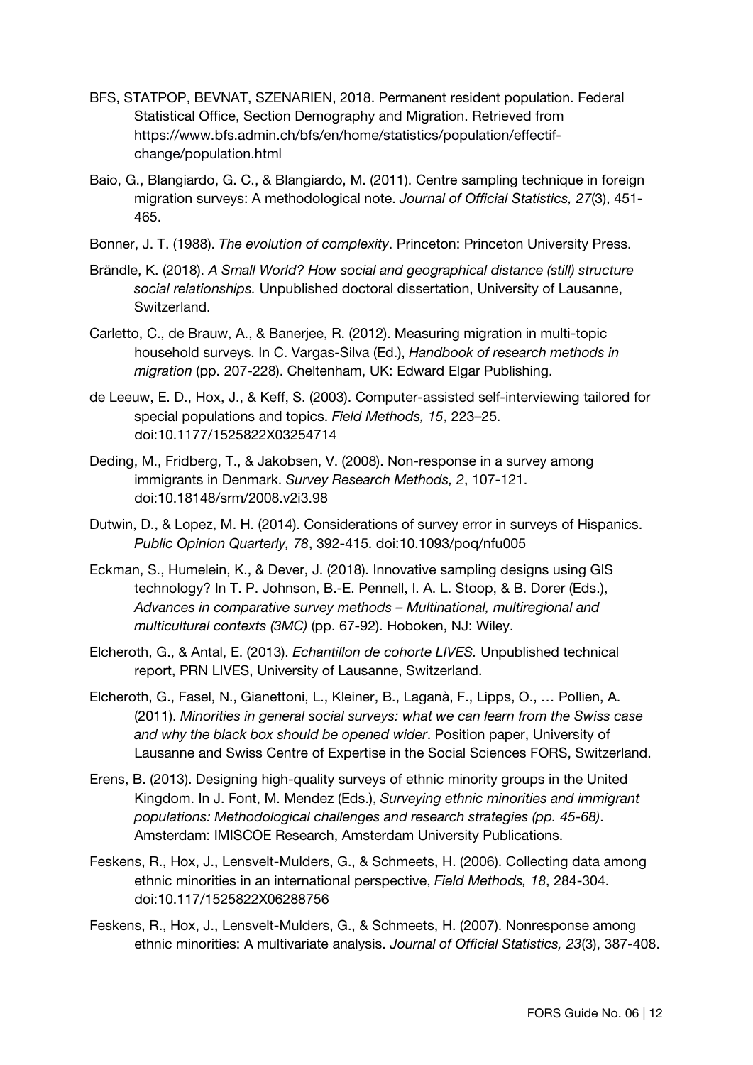BFS, STATPOP, BEVNAT, SZENARIEN, 2018. Permanent resident population. Federal Statistical Office, Section Demography and Migration. Retrieved from https://www.bfs.admin.ch/bfs/en/home/statistics/population/effectif-change/population.html

Baio, G., Blangiardo, G. C., & Blangiardo, M. (2011). Centre sampling technique in foreign migration surveys: A methodological note. *Journal of Official Statistics, 27*(3), 451-465.

Bonner, J. T. (1988). *The evolution of complexity*. Princeton: Princeton University Press.

Brändle, K. (2018). *A Small World? How social and geographical distance (still) structure social relationships.* Unpublished doctoral dissertation, University of Lausanne, Switzerland.

Carletto, C., de Brauw, A., & Banerjee, R. (2012). Measuring migration in multi-topic household surveys. In C. Vargas-Silva (Ed.), *Handbook of research methods in migration* (pp. 207-228). Cheltenham, UK: Edward Elgar Publishing.

de Leeuw, E. D., Hox, J., & Keff, S. (2003). Computer-assisted self-interviewing tailored for special populations and topics. *Field Methods, 15*, 223–25. doi:10.1177/1525822X03254714

Deding, M., Fridberg, T., & Jakobsen, V. (2008). Non-response in a survey among immigrants in Denmark. *Survey Research Methods, 2*, 107-121. doi:10.18148/srm/2008.v2i3.98

Dutwin, D., & Lopez, M. H. (2014). Considerations of survey error in surveys of Hispanics. *Public Opinion Quarterly, 78*, 392-415. doi:10.1093/poq/nfu005

Eckman, S., Humelein, K., & Dever, J. (2018). Innovative sampling designs using GIS technology? In T. P. Johnson, B.-E. Pennell, I. A. L. Stoop, & B. Dorer (Eds.), *Advances in comparative survey methods – Multinational, multiregional and multicultural contexts (3MC)* (pp. 67-92). Hoboken, NJ: Wiley.

Elcheroth, G., & Antal, E. (2013). *Echantillon de cohorte LIVES.* Unpublished technical report, PRN LIVES, University of Lausanne, Switzerland.

Elcheroth, G., Fasel, N., Gianettoni, L., Kleiner, B., Laganà, F., Lipps, O., … Pollien, A. (2011). *Minorities in general social surveys: what we can learn from the Swiss case and why the black box should be opened wider*. Position paper, University of Lausanne and Swiss Centre of Expertise in the Social Sciences FORS, Switzerland.

Erens, B. (2013). Designing high-quality surveys of ethnic minority groups in the United Kingdom. In J. Font, M. Mendez (Eds.), *Surveying ethnic minorities and immigrant populations: Methodological challenges and research strategies (pp. 45-68)*. Amsterdam: IMISCOE Research, Amsterdam University Publications.

Feskens, R., Hox, J., Lensvelt-Mulders, G., & Schmeets, H. (2006). Collecting data among ethnic minorities in an international perspective, *Field Methods, 18*, 284-304. doi:10.117/1525822X06288756

Feskens, R., Hox, J., Lensvelt-Mulders, G., & Schmeets, H. (2007). Nonresponse among ethnic minorities: A multivariate analysis. *Journal of Official Statistics, 23*(3), 387-408.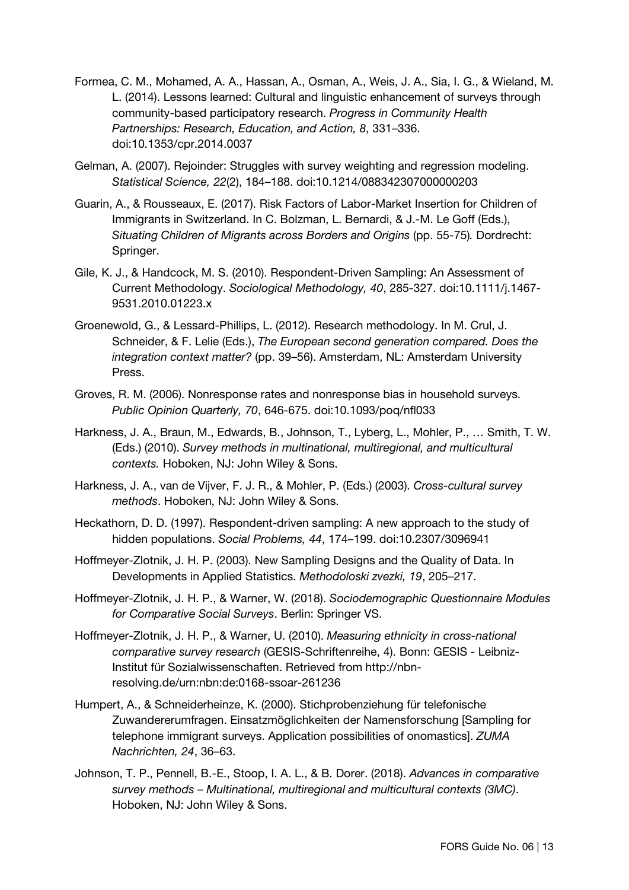Formea, C. M., Mohamed, A. A., Hassan, A., Osman, A., Weis, J. A., Sia, I. G., & Wieland, M. L. (2014). Lessons learned: Cultural and linguistic enhancement of surveys through community-based participatory research. *Progress in Community Health Partnerships: Research, Education, and Action, 8*, 331–336. doi:10.1353/cpr.2014.0037

Gelman, A. (2007). Rejoinder: Struggles with survey weighting and regression modeling. *Statistical Science, 22*(2), 184–188. doi:10.1214/088342307000000203

Guarin, A., & Rousseaux, E. (2017). Risk Factors of Labor-Market Insertion for Children of Immigrants in Switzerland. In C. Bolzman, L. Bernardi, & J.-M. Le Goff (Eds.), *Situating Children of Migrants across Borders and Origins* (pp. 55-75)*.* Dordrecht: Springer.

Gile, K. J., & Handcock, M. S. (2010). Respondent-Driven Sampling: An Assessment of Current Methodology. *Sociological Methodology, 40*, 285-327. doi:10.1111/j.1467-9531.2010.01223.x

Groenewold, G., & Lessard-Phillips, L. (2012). Research methodology. In M. Crul, J. Schneider, & F. Lelie (Eds.), *The European second generation compared. Does the integration context matter?* (pp. 39–56). Amsterdam, NL: Amsterdam University Press.

Groves, R. M. (2006). Nonresponse rates and nonresponse bias in household surveys. *Public Opinion Quarterly, 70*, 646-675. doi:10.1093/poq/nfl033

Harkness, J. A., Braun, M., Edwards, B., Johnson, T., Lyberg, L., Mohler, P., … Smith, T. W. (Eds.) (2010). *Survey methods in multinational, multiregional, and multicultural contexts.* Hoboken, NJ: John Wiley & Sons.

Harkness, J. A., van de Vijver, F. J. R., & Mohler, P. (Eds.) (2003). *Cross-cultural survey methods*. Hoboken, NJ: John Wiley & Sons.

Heckathorn, D. D. (1997). Respondent-driven sampling: A new approach to the study of hidden populations. *Social Problems, 44*, 174–199. doi:10.2307/3096941

Hoffmeyer-Zlotnik, J. H. P. (2003). New Sampling Designs and the Quality of Data. In Developments in Applied Statistics. *Methodoloski zvezki, 19*, 205–217.

Hoffmeyer-Zlotnik, J. H. P., & Warner, W. (2018). *Sociodemographic Questionnaire Modules for Comparative Social Surveys*. Berlin: Springer VS.

Hoffmeyer-Zlotnik, J. H. P., & Warner, U. (2010). *Measuring ethnicity in cross-national comparative survey research* (GESIS-Schriftenreihe, 4). Bonn: GESIS - Leibniz-Institut für Sozialwissenschaften. Retrieved from http://nbn-resolving.de/urn:nbn:de:0168-ssoar-261236

Humpert, A., & Schneiderheinze, K. (2000). Stichprobenziehung für telefonische Zuwandererumfragen. Einsatzmöglichkeiten der Namensforschung [Sampling for telephone immigrant surveys. Application possibilities of onomastics]. *ZUMA Nachrichten, 24*, 36–63.

Johnson, T. P., Pennell, B.-E., Stoop, I. A. L., & B. Dorer. (2018). *Advances in comparative survey methods – Multinational, multiregional and multicultural contexts (3MC)*. Hoboken, NJ: John Wiley & Sons.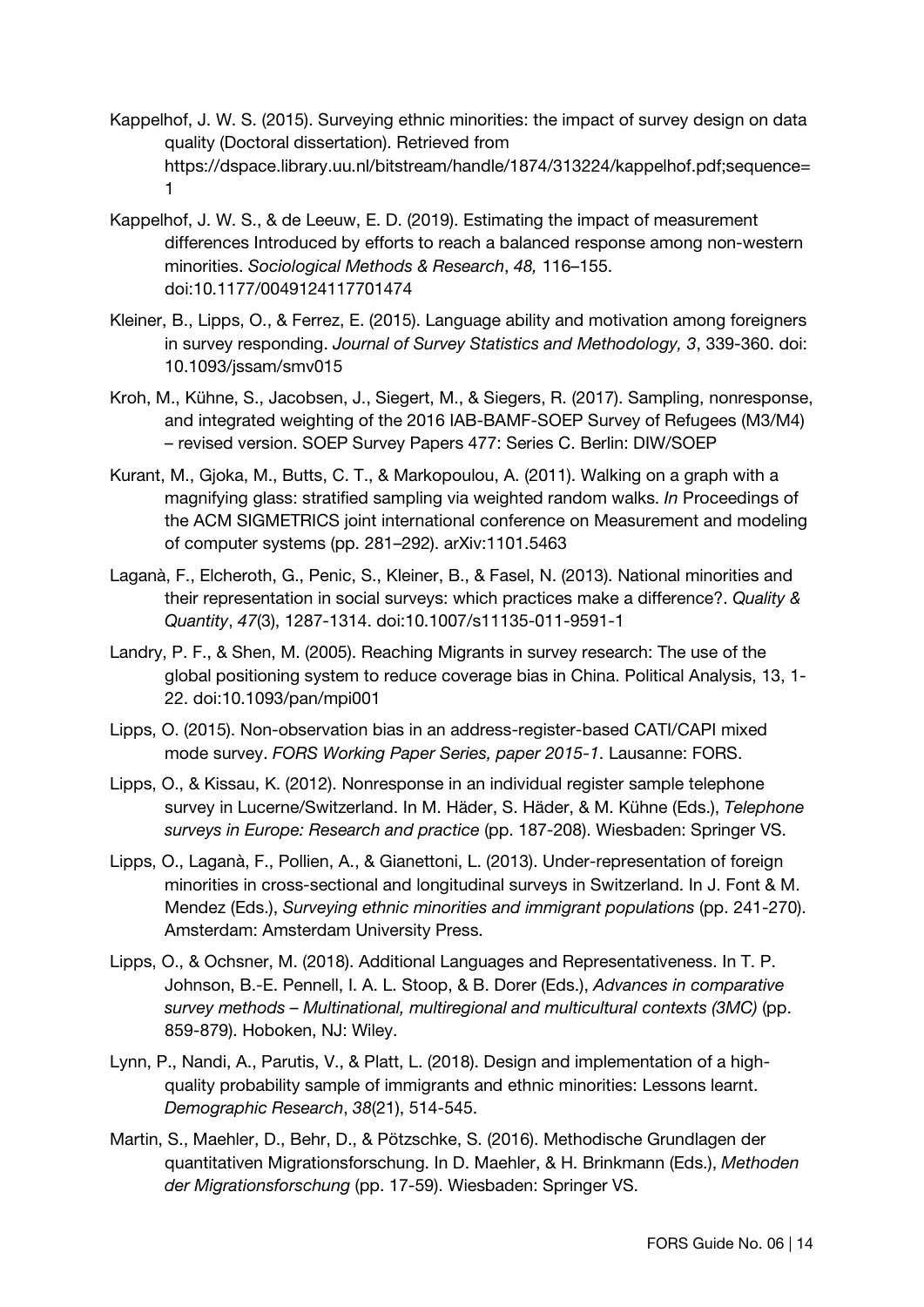Kappelhof, J. W. S. (2015). Surveying ethnic minorities: the impact of survey design on data quality (Doctoral dissertation). Retrieved from https://dspace.library.uu.nl/bitstream/handle/1874/313224/kappelhof.pdf;sequence=1

Kappelhof, J. W. S., & de Leeuw, E. D. (2019). Estimating the impact of measurement differences Introduced by efforts to reach a balanced response among non-western minorities. *Sociological Methods & Research*, *48,* 116–155. doi:10.1177/0049124117701474

Kleiner, B., Lipps, O., & Ferrez, E. (2015). Language ability and motivation among foreigners in survey responding. *Journal of Survey Statistics and Methodology, 3*, 339-360. doi: 10.1093/jssam/smv015

Kroh, M., Kühne, S., Jacobsen, J., Siegert, M., & Siegers, R. (2017). Sampling, nonresponse, and integrated weighting of the 2016 IAB-BAMF-SOEP Survey of Refugees (M3/M4) – revised version. SOEP Survey Papers 477: Series C. Berlin: DIW/SOEP

Kurant, M., Gjoka, M., Butts, C. T., & Markopoulou, A. (2011). Walking on a graph with a magnifying glass: stratified sampling via weighted random walks. *In* Proceedings of the ACM SIGMETRICS joint international conference on Measurement and modeling of computer systems (pp. 281–292). arXiv:1101.5463

Laganà, F., Elcheroth, G., Penic, S., Kleiner, B., & Fasel, N. (2013). National minorities and their representation in social surveys: which practices make a difference?. *Quality & Quantity*, *47*(3), 1287-1314. doi:10.1007/s11135-011-9591-1

Landry, P. F., & Shen, M. (2005). Reaching Migrants in survey research: The use of the global positioning system to reduce coverage bias in China. Political Analysis, 13, 1-22. doi:10.1093/pan/mpi001

Lipps, O. (2015). Non-observation bias in an address-register-based CATI/CAPI mixed mode survey. *FORS Working Paper Series, paper 2015-1*. Lausanne: FORS.

Lipps, O., & Kissau, K. (2012). Nonresponse in an individual register sample telephone survey in Lucerne/Switzerland. In M. Häder, S. Häder, & M. Kühne (Eds.), *Telephone surveys in Europe: Research and practice* (pp. 187-208). Wiesbaden: Springer VS.

Lipps, O., Laganà, F., Pollien, A., & Gianettoni, L. (2013). Under-representation of foreign minorities in cross-sectional and longitudinal surveys in Switzerland. In J. Font & M. Mendez (Eds.), *Surveying ethnic minorities and immigrant populations* (pp. 241-270). Amsterdam: Amsterdam University Press.

Lipps, O., & Ochsner, M. (2018). Additional Languages and Representativeness. In T. P. Johnson, B.-E. Pennell, I. A. L. Stoop, & B. Dorer (Eds.), *Advances in comparative survey methods – Multinational, multiregional and multicultural contexts (3MC)* (pp. 859-879). Hoboken, NJ: Wiley.

Lynn, P., Nandi, A., Parutis, V., & Platt, L. (2018). Design and implementation of a high-quality probability sample of immigrants and ethnic minorities: Lessons learnt. *Demographic Research*, *38*(21), 514-545.

Martin, S., Maehler, D., Behr, D., & Pötzschke, S. (2016). Methodische Grundlagen der quantitativen Migrationsforschung. In D. Maehler, & H. Brinkmann (Eds.), *Methoden der Migrationsforschung* (pp. 17-59). Wiesbaden: Springer VS.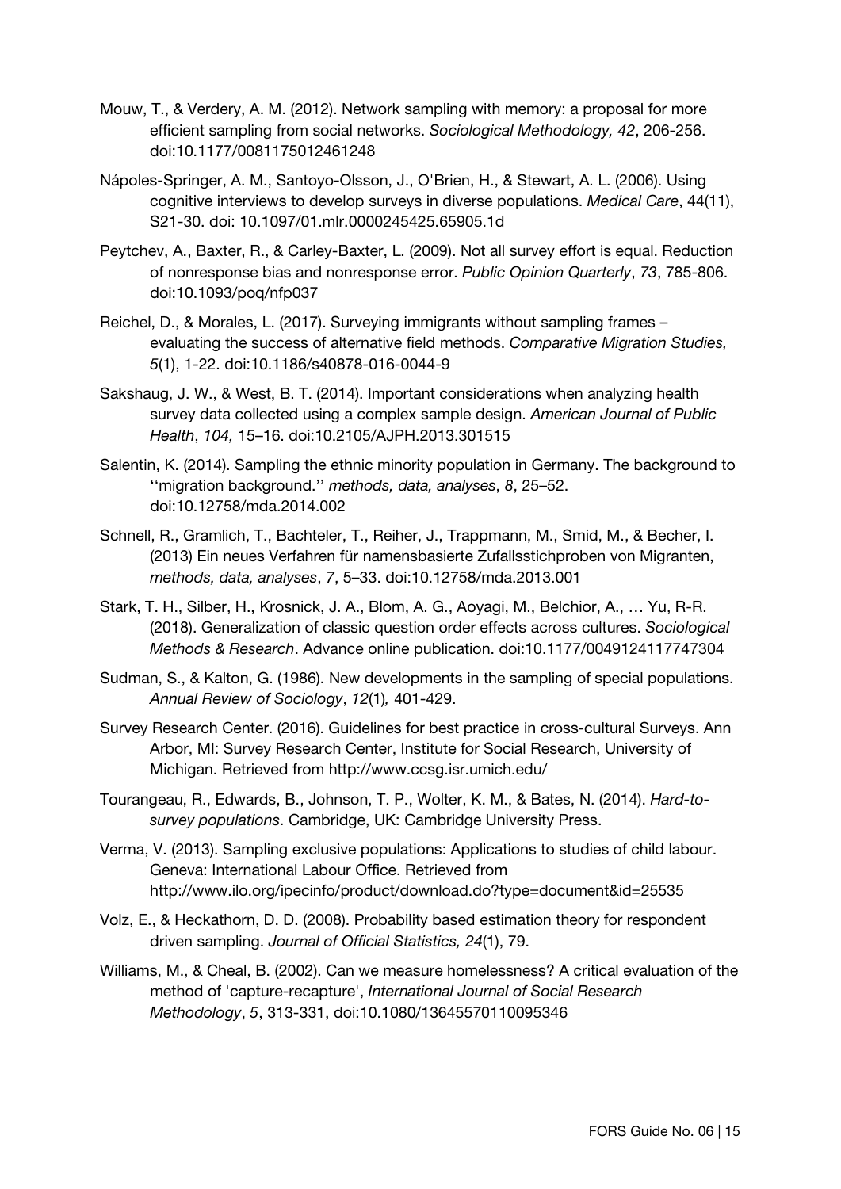Mouw, T., & Verdery, A. M. (2012). Network sampling with memory: a proposal for more efficient sampling from social networks. *Sociological Methodology, 42*, 206-256. doi:10.1177/0081175012461248

Nápoles-Springer, A. M., Santoyo-Olsson, J., O'Brien, H., & Stewart, A. L. (2006). Using cognitive interviews to develop surveys in diverse populations. *Medical Care*, 44(11), S21-30. doi: 10.1097/01.mlr.0000245425.65905.1d

Peytchev, A., Baxter, R., & Carley-Baxter, L. (2009). Not all survey effort is equal. Reduction of nonresponse bias and nonresponse error. *Public Opinion Quarterly*, *73*, 785-806. doi:10.1093/poq/nfp037

Reichel, D., & Morales, L. (2017). Surveying immigrants without sampling frames – evaluating the success of alternative field methods. *Comparative Migration Studies, 5*(1), 1-22. doi:10.1186/s40878-016-0044-9

Sakshaug, J. W., & West, B. T. (2014). Important considerations when analyzing health survey data collected using a complex sample design. *American Journal of Public Health*, *104,* 15–16. doi:10.2105/AJPH.2013.301515

Salentin, K. (2014). Sampling the ethnic minority population in Germany. The background to ''migration background.'' *methods, data, analyses*, *8*, 25–52. doi:10.12758/mda.2014.002

Schnell, R., Gramlich, T., Bachteler, T., Reiher, J., Trappmann, M., Smid, M., & Becher, I. (2013) Ein neues Verfahren für namensbasierte Zufallsstichproben von Migranten, *methods, data, analyses*, *7*, 5–33. doi:10.12758/mda.2013.001

Stark, T. H., Silber, H., Krosnick, J. A., Blom, A. G., Aoyagi, M., Belchior, A., … Yu, R-R. (2018). Generalization of classic question order effects across cultures. *Sociological Methods & Research*. Advance online publication. doi:10.1177/0049124117747304

Sudman, S., & Kalton, G. (1986). New developments in the sampling of special populations. *Annual Review of Sociology*, *12*(1)*,* 401-429.

Survey Research Center. (2016). Guidelines for best practice in cross-cultural Surveys. Ann Arbor, MI: Survey Research Center, Institute for Social Research, University of Michigan. Retrieved from http://www.ccsg.isr.umich.edu/

Tourangeau, R., Edwards, B., Johnson, T. P., Wolter, K. M., & Bates, N. (2014). *Hard-to-survey populations*. Cambridge, UK: Cambridge University Press.

Verma, V. (2013). Sampling exclusive populations: Applications to studies of child labour. Geneva: International Labour Office. Retrieved from http://www.ilo.org/ipecinfo/product/download.do?type=document&id=25535

Volz, E., & Heckathorn, D. D. (2008). Probability based estimation theory for respondent driven sampling. *Journal of Official Statistics, 24*(1), 79.

Williams, M., & Cheal, B. (2002). Can we measure homelessness? A critical evaluation of the method of 'capture-recapture', *International Journal of Social Research Methodology*, *5*, 313-331, doi:10.1080/13645570110095346